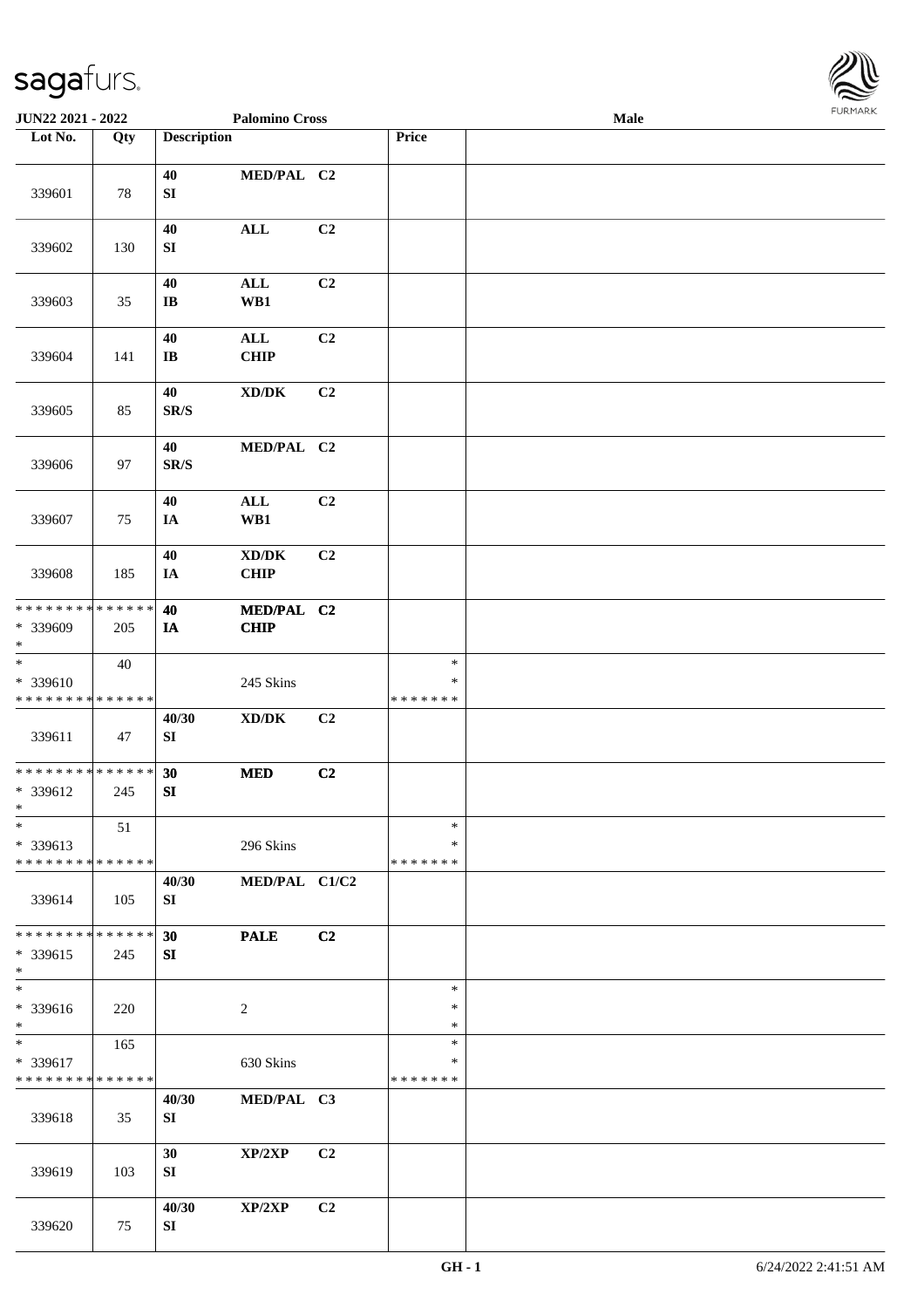sagafurs.

JUN22 2021 - 2022 | Palomino Cross | Male

| Lot No. | Qty | Description | | | Price | |
|---|---|---|---|---|---|---|
| 339601 | 78 | 40<br>SI | MED/PAL | C2 | | |
| 339602 | 130 | 40<br>SI | ALL | C2 | | |
| 339603 | 35 | 40<br>IB | ALL<br>WB1 | C2 | | |
| 339604 | 141 | 40<br>IB | ALL<br>CHIP | C2 | | |
| 339605 | 85 | 40<br>SR/S | XD/DK | C2 | | |
| 339606 | 97 | 40<br>SR/S | MED/PAL | C2 | | |
| 339607 | 75 | 40<br>IA | ALL<br>WB1 | C2 | | |
| 339608 | 185 | 40<br>IA | XD/DK<br>CHIP | C2 | | |
| * * * * * * * * * * * * * *<br>* 339609<br>* | 205 | 40<br>IA | MED/PAL<br>CHIP | C2 | | |
| *<br>* 339610<br>* * * * * * * * * * * * * * | 40 | | 245 Skins | | *<br>*<br>* * * * * * * | |
| 339611 | 47 | 40/30<br>SI | XD/DK | C2 | | |
| * * * * * * * * * * * * * *<br>* 339612<br>* | 245 | 30<br>SI | MED | C2 | | |
| *<br>* 339613<br>* * * * * * * * * * * * * * | 51 | | 296 Skins | | *<br>*<br>* * * * * * * | |
| 339614 | 105 | 40/30<br>SI | MED/PAL | C1/C2 | | |
| * * * * * * * * * * * * * *<br>* 339615<br>* | 245 | 30<br>SI | PALE | C2 | | |
| *<br>* 339616<br>* | 220 | | 2 | | *<br>*<br>* | |
| *<br>* 339617<br>* * * * * * * * * * * * * * | 165 | | 630 Skins | | *<br>*<br>* * * * * * * | |
| 339618 | 35 | 40/30<br>SI | MED/PAL | C3 | | |
| 339619 | 103 | 30<br>SI | XP/2XP | C2 | | |
| 339620 | 75 | 40/30<br>SI | XP/2XP | C2 | | |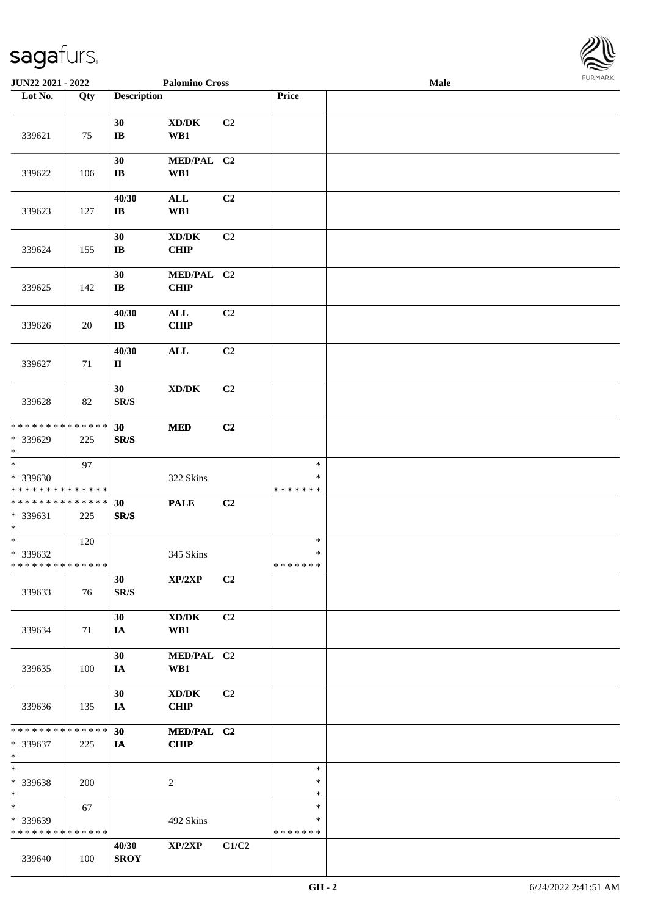JUN22 2021 - 2022 | Palomino Cross | Male

| Lot No. | Qty | Description | | | Price | |
|---|---|---|---|---|---|---|
| 339621 | 75 | 30<br>IB | XD/DK<br>WB1 | C2 | | |
| 339622 | 106 | 30<br>IB | MED/PAL<br>WB1 | C2 | | |
| 339623 | 127 | 40/30<br>IB | ALL<br>WB1 | C2 | | |
| 339624 | 155 | 30<br>IB | XD/DK<br>CHIP | C2 | | |
| 339625 | 142 | 30<br>IB | MED/PAL<br>CHIP | C2 | | |
| 339626 | 20 | 40/30<br>IB | ALL<br>CHIP | C2 | | |
| 339627 | 71 | 40/30<br>II | ALL | C2 | | |
| 339628 | 82 | 30<br>SR/S | XD/DK | C2 | | |
| * * * * * * * * * * * * * *<br>* 339629<br>* | 225 | 30<br>SR/S | MED | C2 | | |
| *<br>* 339630<br>* * * * * * * * * * * * * * | 97 | | 322 Skins | | *<br>*<br>* * * * * * * | |
| * * * * * * * * * * * * * *<br>* 339631<br>* | 225 | 30<br>SR/S | PALE | C2 | | |
| *<br>* 339632<br>* * * * * * * * * * * * * * | 120 | | 345 Skins | | *<br>*<br>* * * * * * * | |
| 339633 | 76 | 30<br>SR/S | XP/2XP | C2 | | |
| 339634 | 71 | 30<br>IA | XD/DK<br>WB1 | C2 | | |
| 339635 | 100 | 30<br>IA | MED/PAL<br>WB1 | C2 | | |
| 339636 | 135 | 30<br>IA | XD/DK<br>CHIP | C2 | | |
| * * * * * * * * * * * * * *<br>* 339637<br>* | 225 | 30<br>IA | MED/PAL<br>CHIP | C2 | | |
| *<br>* 339638<br>* | 200 | | 2 | | *<br>*<br>* | |
| *<br>* 339639<br>* * * * * * * * * * * * * * | 67 | | 492 Skins | | *<br>*<br>* * * * * * * | |
| 339640 | 100 | 40/30<br>SROY | XP/2XP | C1/C2 | | |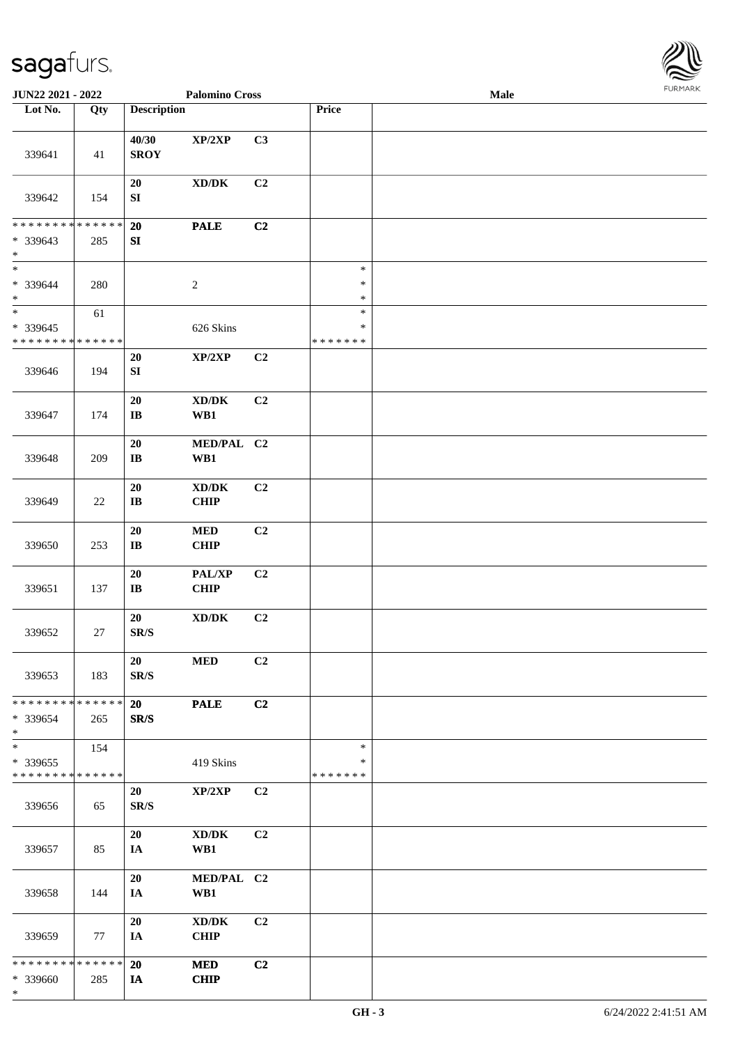JUN22 2021 - 2022 | Palomino Cross | Male

| Lot No. | Qty | Description | | | Price | |
|---|---|---|---|---|---|---|
| 339641 | 41 | 40/30 SROY | XP/2XP | C3 | | |
| 339642 | 154 | 20 SI | XD/DK | C2 | | |
| * * * * * * * * * * * * * * * 339643 * | 285 | 20 SI | PALE | C2 | | |
| * * 339644 * | 280 | | 2 | | * * * | |
| * * 339645 * * * * * * * * * * * * * * | 61 | | 626 Skins | | * * * * * * * * | |
| 339646 | 194 | 20 SI | XP/2XP | C2 | | |
| 339647 | 174 | 20 IB | XD/DK WB1 | C2 | | |
| 339648 | 209 | 20 IB | MED/PAL WB1 | C2 | | |
| 339649 | 22 | 20 IB | XD/DK CHIP | C2 | | |
| 339650 | 253 | 20 IB | MED CHIP | C2 | | |
| 339651 | 137 | 20 IB | PAL/XP CHIP | C2 | | |
| 339652 | 27 | 20 SR/S | XD/DK | C2 | | |
| 339653 | 183 | 20 SR/S | MED | C2 | | |
| * * * * * * * * * * * * * * * 339654 * | 265 | 20 SR/S | PALE | C2 | | |
| * * 339655 * * * * * * * * * * * * * * | 154 | | 419 Skins | | * * * * * * * * | |
| 339656 | 65 | 20 SR/S | XP/2XP | C2 | | |
| 339657 | 85 | 20 IA | XD/DK WB1 | C2 | | |
| 339658 | 144 | 20 IA | MED/PAL WB1 | C2 | | |
| 339659 | 77 | 20 IA | XD/DK CHIP | C2 | | |
| * * * * * * * * * * * * * * * 339660 * | 285 | 20 IA | MED CHIP | C2 | | |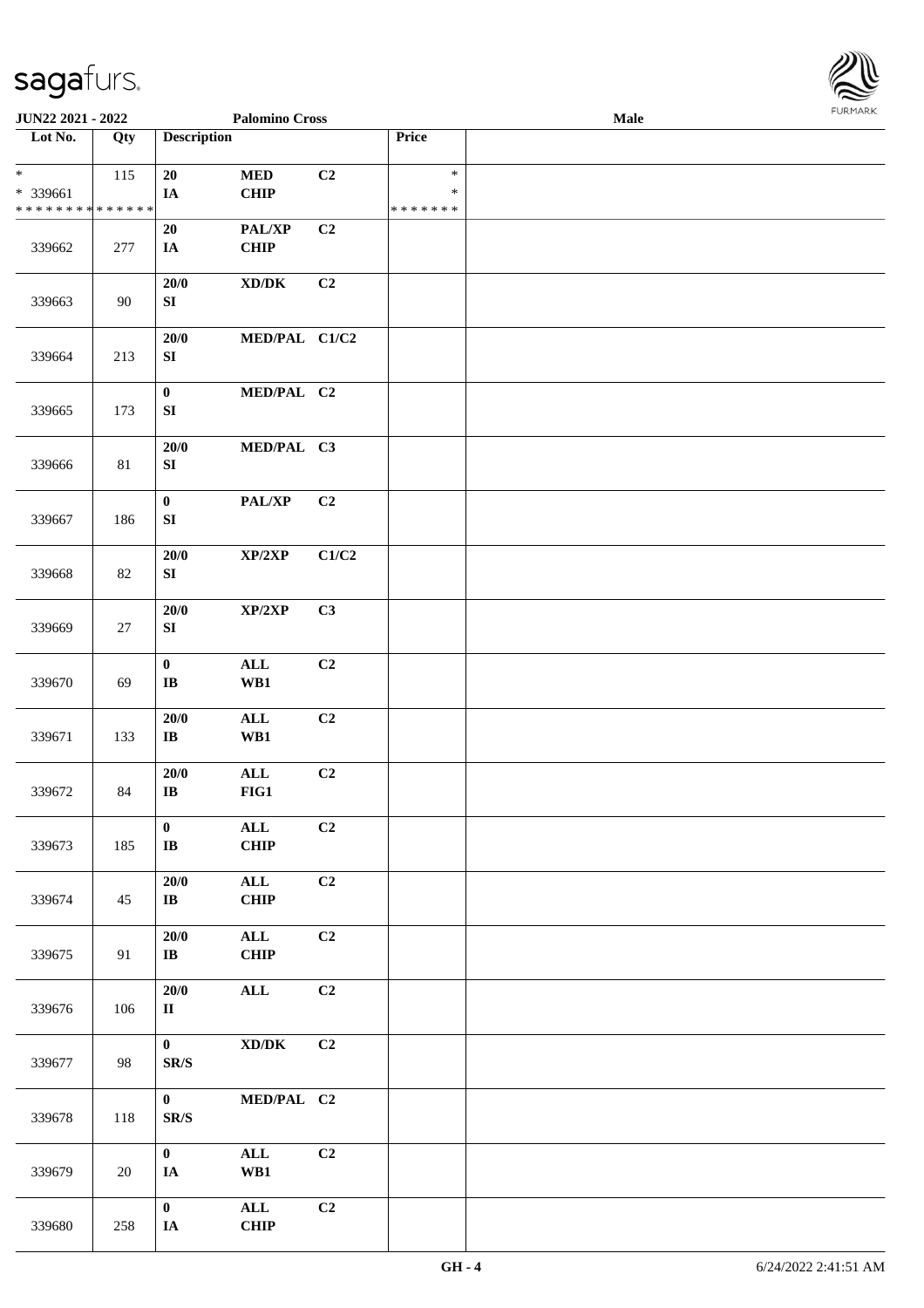JUN22 2021 - 2022 — Palomino Cross — Male

| Lot No. | Qty | Description | | | Price | |
|---|---|---|---|---|---|---|
| * <br> * 339661 <br> * * * * * * * * * * * * * * | 115 | 20 <br> IA | MED <br> CHIP | C2 | * <br> * <br> * * * * * * * | |
| 339662 | 277 | 20 <br> IA | PAL/XP <br> CHIP | C2 | | |
| 339663 | 90 | 20/0 <br> SI | XD/DK | C2 | | |
| 339664 | 213 | 20/0 <br> SI | MED/PAL | C1/C2 | | |
| 339665 | 173 | 0 <br> SI | MED/PAL | C2 | | |
| 339666 | 81 | 20/0 <br> SI | MED/PAL | C3 | | |
| 339667 | 186 | 0 <br> SI | PAL/XP | C2 | | |
| 339668 | 82 | 20/0 <br> SI | XP/2XP | C1/C2 | | |
| 339669 | 27 | 20/0 <br> SI | XP/2XP | C3 | | |
| 339670 | 69 | 0 <br> IB | ALL <br> WB1 | C2 | | |
| 339671 | 133 | 20/0 <br> IB | ALL <br> WB1 | C2 | | |
| 339672 | 84 | 20/0 <br> IB | ALL <br> FIG1 | C2 | | |
| 339673 | 185 | 0 <br> IB | ALL <br> CHIP | C2 | | |
| 339674 | 45 | 20/0 <br> IB | ALL <br> CHIP | C2 | | |
| 339675 | 91 | 20/0 <br> IB | ALL <br> CHIP | C2 | | |
| 339676 | 106 | 20/0 <br> II | ALL | C2 | | |
| 339677 | 98 | 0 <br> SR/S | XD/DK | C2 | | |
| 339678 | 118 | 0 <br> SR/S | MED/PAL | C2 | | |
| 339679 | 20 | 0 <br> IA | ALL <br> WB1 | C2 | | |
| 339680 | 258 | 0 <br> IA | ALL <br> CHIP | C2 | | |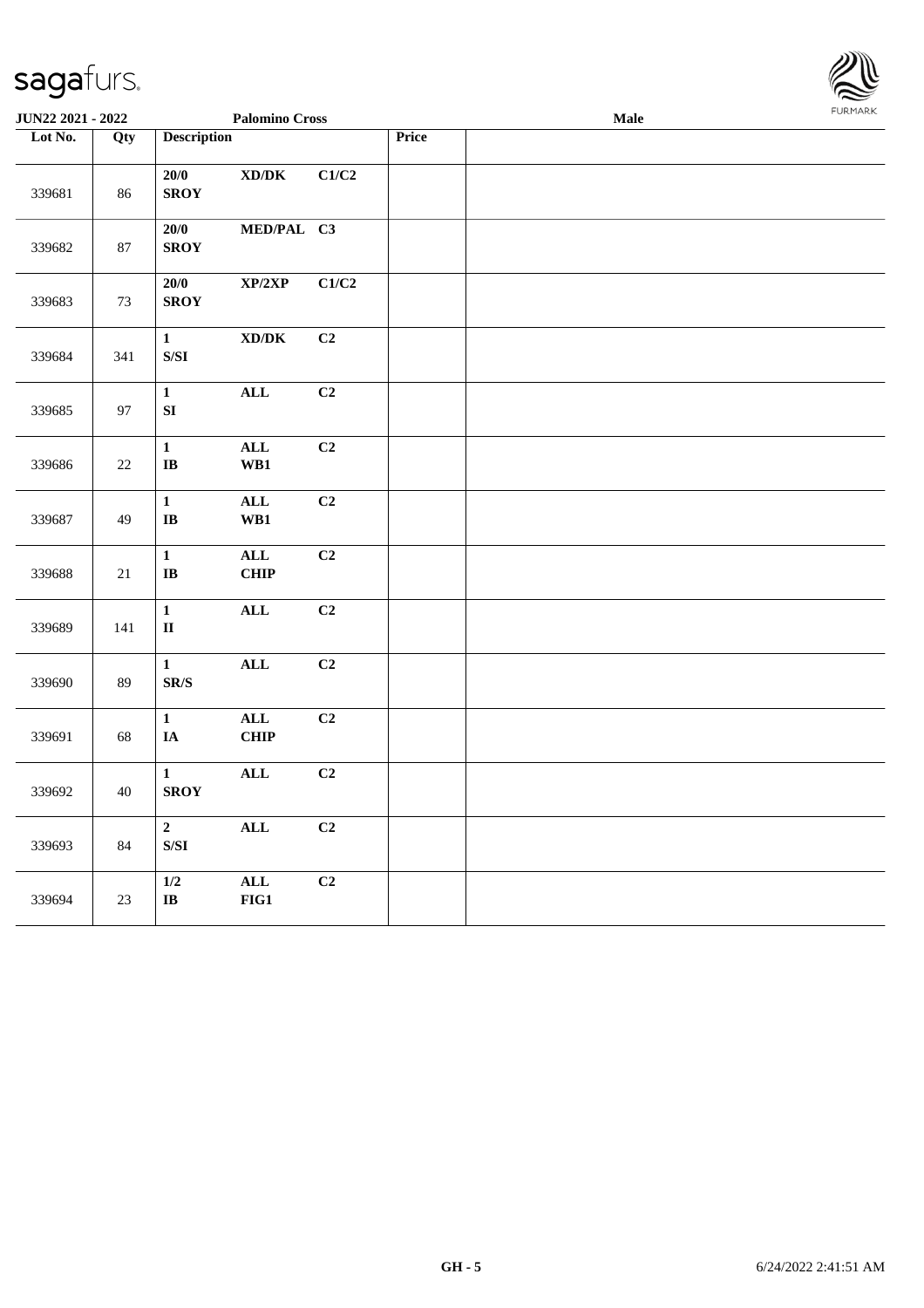**JUN22 2021 - 2022** **Palomino Cross** **Male**

| Lot No. | Qty | Description | | | Price | |
|---|---|---|---|---|---|---|
| 339681 | 86 | 20/0 SROY | XD/DK | C1/C2 | | |
| 339682 | 87 | 20/0 SROY | MED/PAL | C3 | | |
| 339683 | 73 | 20/0 SROY | XP/2XP | C1/C2 | | |
| 339684 | 341 | 1 S/SI | XD/DK | C2 | | |
| 339685 | 97 | 1 SI | ALL | C2 | | |
| 339686 | 22 | 1 IB | ALL WB1 | C2 | | |
| 339687 | 49 | 1 IB | ALL WB1 | C2 | | |
| 339688 | 21 | 1 IB | ALL CHIP | C2 | | |
| 339689 | 141 | 1 II | ALL | C2 | | |
| 339690 | 89 | 1 SR/S | ALL | C2 | | |
| 339691 | 68 | 1 IA | ALL CHIP | C2 | | |
| 339692 | 40 | 1 SROY | ALL | C2 | | |
| 339693 | 84 | 2 S/SI | ALL | C2 | | |
| 339694 | 23 | 1/2 IB | ALL FIG1 | C2 | | |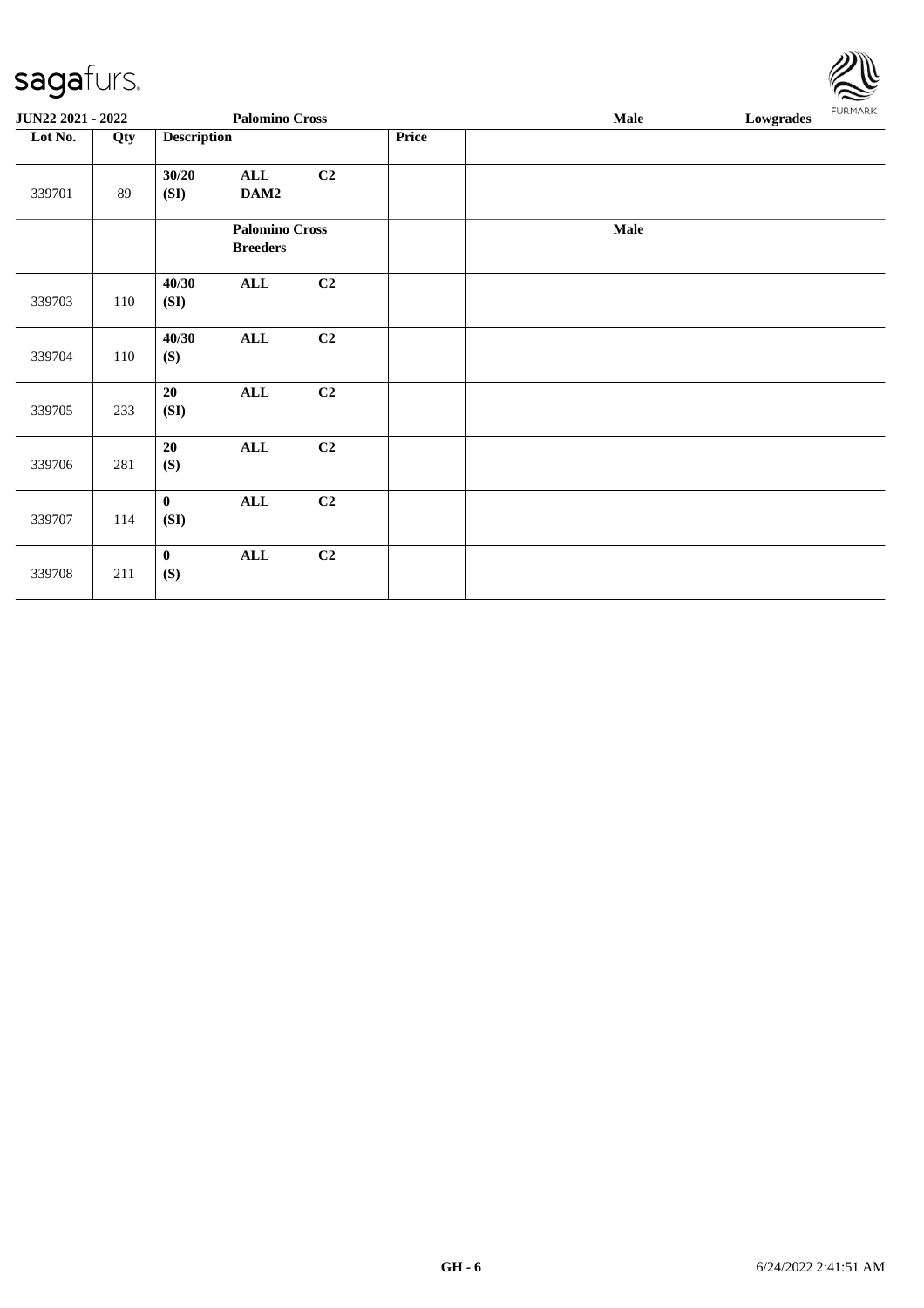| JUN22 2021 - 2022 | | Palomino Cross | | | | Male | Lowgrades |
|---|---|---|---|---|---|---|---|
| **Lot No.** | **Qty** | **Description** | | | **Price** | | |
| 339701 | 89 | **30/20 (SI)** | **ALL DAM2** | **C2** | | | |
| | | | **Palomino Cross Breeders** | | | **Male** | |
| 339703 | 110 | **40/30 (SI)** | **ALL** | **C2** | | | |
| 339704 | 110 | **40/30 (S)** | **ALL** | **C2** | | | |
| 339705 | 233 | **20 (SI)** | **ALL** | **C2** | | | |
| 339706 | 281 | **20 (S)** | **ALL** | **C2** | | | |
| 339707 | 114 | **0 (SI)** | **ALL** | **C2** | | | |
| 339708 | 211 | **0 (S)** | **ALL** | **C2** | | | |

GH - 6

6/24/2022 2:41:51 AM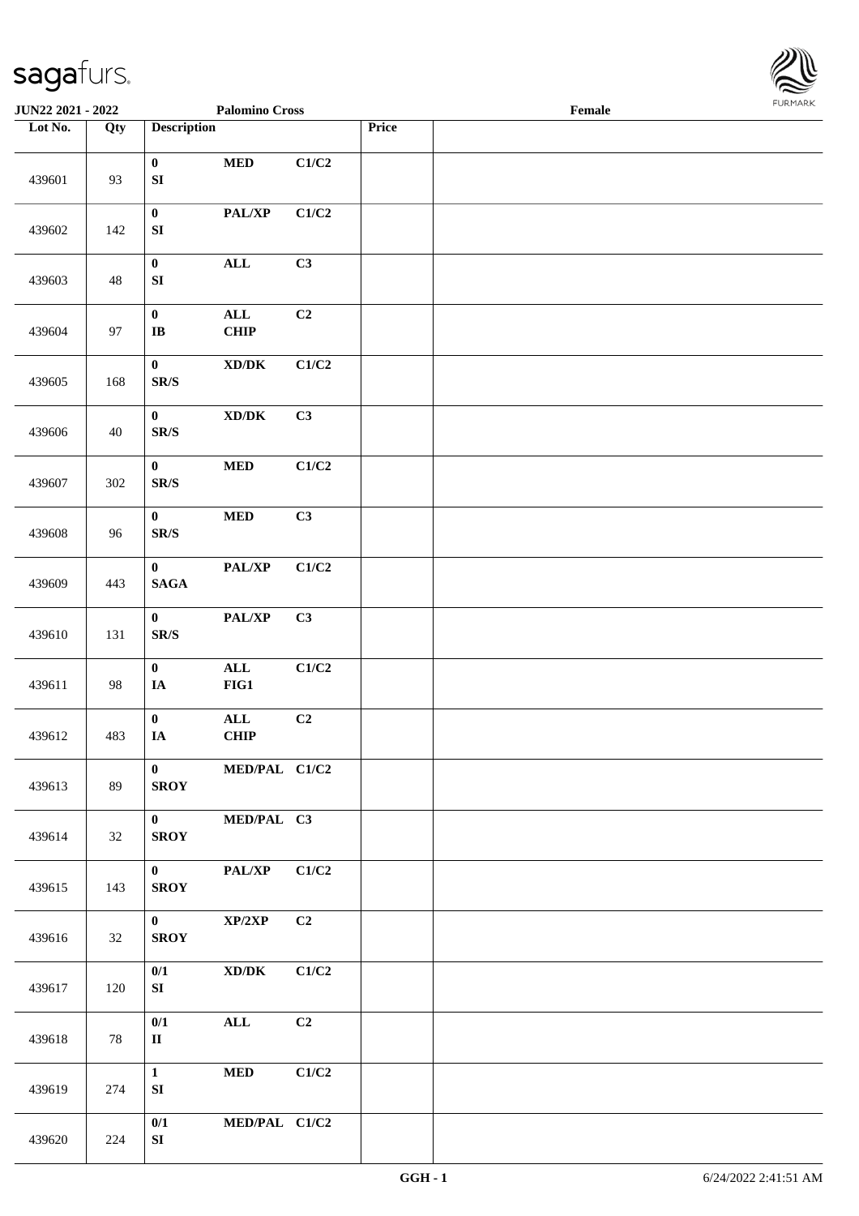| Lot No. | Qty | Description | | | Price | |
|---|---|---|---|---|---|---|
| 439601 | 93 | 0<br>SI | MED | C1/C2 | | |
| 439602 | 142 | 0<br>SI | PAL/XP | C1/C2 | | |
| 439603 | 48 | 0<br>SI | ALL | C3 | | |
| 439604 | 97 | 0<br>IB | ALL<br>CHIP | C2 | | |
| 439605 | 168 | 0<br>SR/S | XD/DK | C1/C2 | | |
| 439606 | 40 | 0<br>SR/S | XD/DK | C3 | | |
| 439607 | 302 | 0<br>SR/S | MED | C1/C2 | | |
| 439608 | 96 | 0<br>SR/S | MED | C3 | | |
| 439609 | 443 | 0<br>SAGA | PAL/XP | C1/C2 | | |
| 439610 | 131 | 0<br>SR/S | PAL/XP | C3 | | |
| 439611 | 98 | 0<br>IA | ALL<br>FIG1 | C1/C2 | | |
| 439612 | 483 | 0<br>IA | ALL<br>CHIP | C2 | | |
| 439613 | 89 | 0<br>SROY | MED/PAL | C1/C2 | | |
| 439614 | 32 | 0<br>SROY | MED/PAL | C3 | | |
| 439615 | 143 | 0<br>SROY | PAL/XP | C1/C2 | | |
| 439616 | 32 | 0<br>SROY | XP/2XP | C2 | | |
| 439617 | 120 | 0/1<br>SI | XD/DK | C1/C2 | | |
| 439618 | 78 | 0/1<br>II | ALL | C2 | | |
| 439619 | 274 | 1<br>SI | MED | C1/C2 | | |
| 439620 | 224 | 0/1<br>SI | MED/PAL | C1/C2 | | |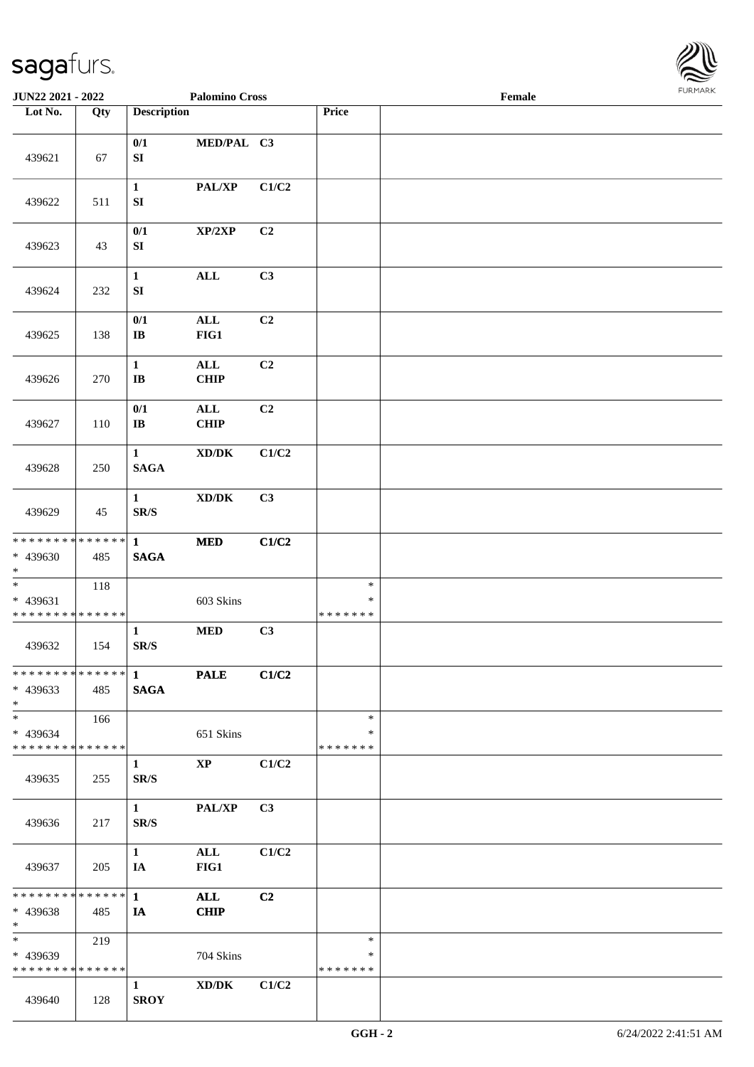JUN22 2021 - 2022 — Palomino Cross — Female

| Lot No. | Qty | Description | | | Price | |
|---|---|---|---|---|---|---|
| 439621 | 67 | 0/1 SI | MED/PAL | C3 | | |
| 439622 | 511 | 1 SI | PAL/XP | C1/C2 | | |
| 439623 | 43 | 0/1 SI | XP/2XP | C2 | | |
| 439624 | 232 | 1 SI | ALL | C3 | | |
| 439625 | 138 | 0/1 IB | ALL FIG1 | C2 | | |
| 439626 | 270 | 1 IB | ALL CHIP | C2 | | |
| 439627 | 110 | 0/1 IB | ALL CHIP | C2 | | |
| 439628 | 250 | 1 SAGA | XD/DK | C1/C2 | | |
| 439629 | 45 | 1 SR/S | XD/DK | C3 | | |
| * * * * * * * * * * * * * * <br>* 439630<br>* | 485 | 1 SAGA | MED | C1/C2 | | |
| * <br>* 439631<br>* * * * * * * * * * * * * * | 118 | | 603 Skins | | *<br>*<br>* * * * * * * | |
| 439632 | 154 | 1 SR/S | MED | C3 | | |
| * * * * * * * * * * * * * * <br>* 439633<br>* | 485 | 1 SAGA | PALE | C1/C2 | | |
| * <br>* 439634<br>* * * * * * * * * * * * * * | 166 | | 651 Skins | | *<br>*<br>* * * * * * * | |
| 439635 | 255 | 1 SR/S | XP | C1/C2 | | |
| 439636 | 217 | 1 SR/S | PAL/XP | C3 | | |
| 439637 | 205 | 1 IA | ALL FIG1 | C1/C2 | | |
| * * * * * * * * * * * * * * <br>* 439638<br>* | 485 | 1 IA | ALL CHIP | C2 | | |
| * <br>* 439639<br>* * * * * * * * * * * * * * | 219 | | 704 Skins | | *<br>*<br>* * * * * * * | |
| 439640 | 128 | 1 SROY | XD/DK | C1/C2 | | |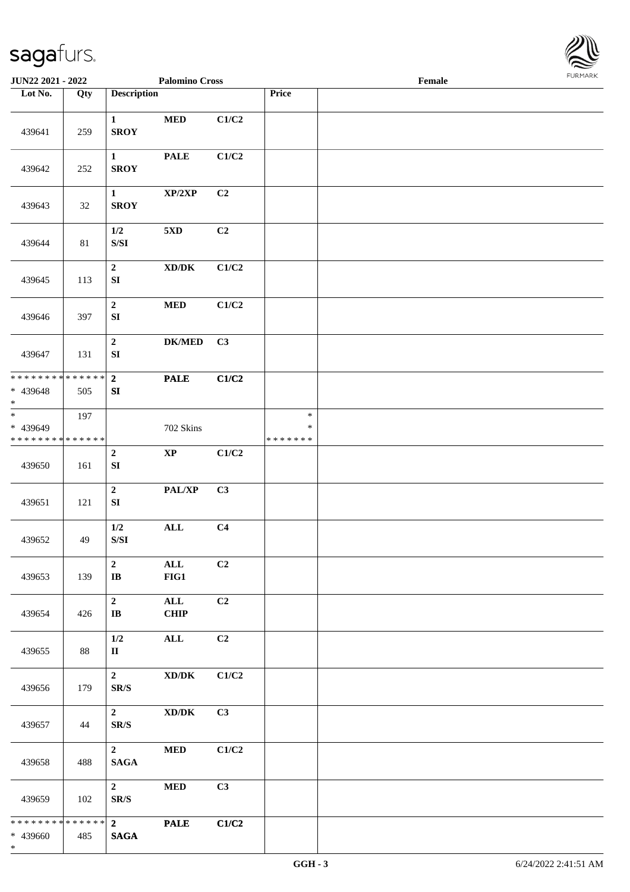**JUN22 2021 - 2022** | **Palomino Cross** | **Female**

| Lot No. | Qty | Description | | | Price | |
|---|---|---|---|---|---|---|
| 439641 | 259 | 1 SROY | MED | C1/C2 | | |
| 439642 | 252 | 1 SROY | PALE | C1/C2 | | |
| 439643 | 32 | 1 SROY | XP/2XP | C2 | | |
| 439644 | 81 | 1/2 S/SI | 5XD | C2 | | |
| 439645 | 113 | 2 SI | XD/DK | C1/C2 | | |
| 439646 | 397 | 2 SI | MED | C1/C2 | | |
| 439647 | 131 | 2 SI | DK/MED | C3 | | |
| * * * * * * * * * * * * * * <br>* 439648<br>* | 505 | 2 SI | PALE | C1/C2 | | |
| * <br>* 439649<br>* * * * * * * * * * * * * * | 197 | | 702 Skins | | *<br>*<br>* * * * * * * | |
| 439650 | 161 | 2 SI | XP | C1/C2 | | |
| 439651 | 121 | 2 SI | PAL/XP | C3 | | |
| 439652 | 49 | 1/2 S/SI | ALL | C4 | | |
| 439653 | 139 | 2 IB | ALL FIG1 | C2 | | |
| 439654 | 426 | 2 IB | ALL CHIP | C2 | | |
| 439655 | 88 | 1/2 II | ALL | C2 | | |
| 439656 | 179 | 2 SR/S | XD/DK | C1/C2 | | |
| 439657 | 44 | 2 SR/S | XD/DK | C3 | | |
| 439658 | 488 | 2 SAGA | MED | C1/C2 | | |
| 439659 | 102 | 2 SR/S | MED | C3 | | |
| * * * * * * * * * * * * * * <br>* 439660<br>* | 485 | 2 SAGA | PALE | C1/C2 | | |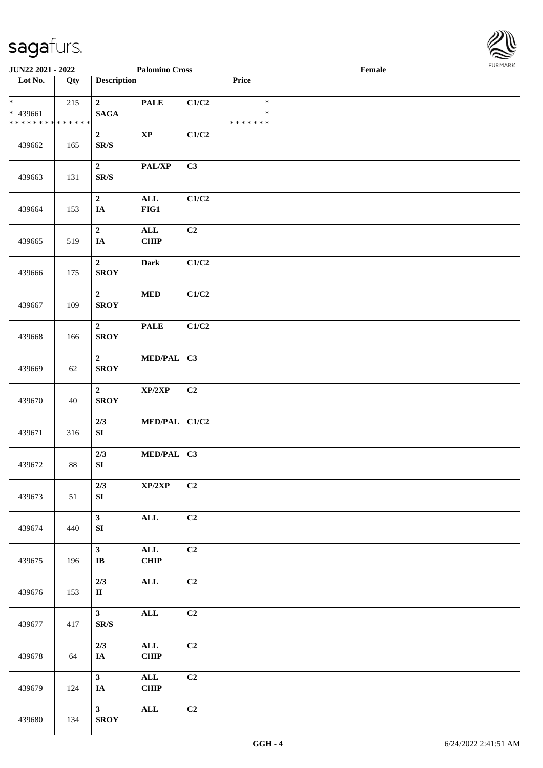| Lot No. | Qty | Description | | | Price | |
|---|---|---|---|---|---|---|
| * <br> * 439661 <br> * * * * * * * * * * * * * * | 215 | 2 <br> SAGA | PALE | C1/C2 | * <br> * <br> * * * * * * * | |
| 439662 | 165 | 2 <br> SR/S | XP | C1/C2 | | |
| 439663 | 131 | 2 <br> SR/S | PAL/XP | C3 | | |
| 439664 | 153 | 2 <br> IA | ALL <br> FIG1 | C1/C2 | | |
| 439665 | 519 | 2 <br> IA | ALL <br> CHIP | C2 | | |
| 439666 | 175 | 2 <br> SROY | Dark | C1/C2 | | |
| 439667 | 109 | 2 <br> SROY | MED | C1/C2 | | |
| 439668 | 166 | 2 <br> SROY | PALE | C1/C2 | | |
| 439669 | 62 | 2 <br> SROY | MED/PAL | C3 | | |
| 439670 | 40 | 2 <br> SROY | XP/2XP | C2 | | |
| 439671 | 316 | 2/3 <br> SI | MED/PAL | C1/C2 | | |
| 439672 | 88 | 2/3 <br> SI | MED/PAL | C3 | | |
| 439673 | 51 | 2/3 <br> SI | XP/2XP | C2 | | |
| 439674 | 440 | 3 <br> SI | ALL | C2 | | |
| 439675 | 196 | 3 <br> IB | ALL <br> CHIP | C2 | | |
| 439676 | 153 | 2/3 <br> II | ALL | C2 | | |
| 439677 | 417 | 3 <br> SR/S | ALL | C2 | | |
| 439678 | 64 | 2/3 <br> IA | ALL <br> CHIP | C2 | | |
| 439679 | 124 | 3 <br> IA | ALL <br> CHIP | C2 | | |
| 439680 | 134 | 3 <br> SROY | ALL | C2 | | |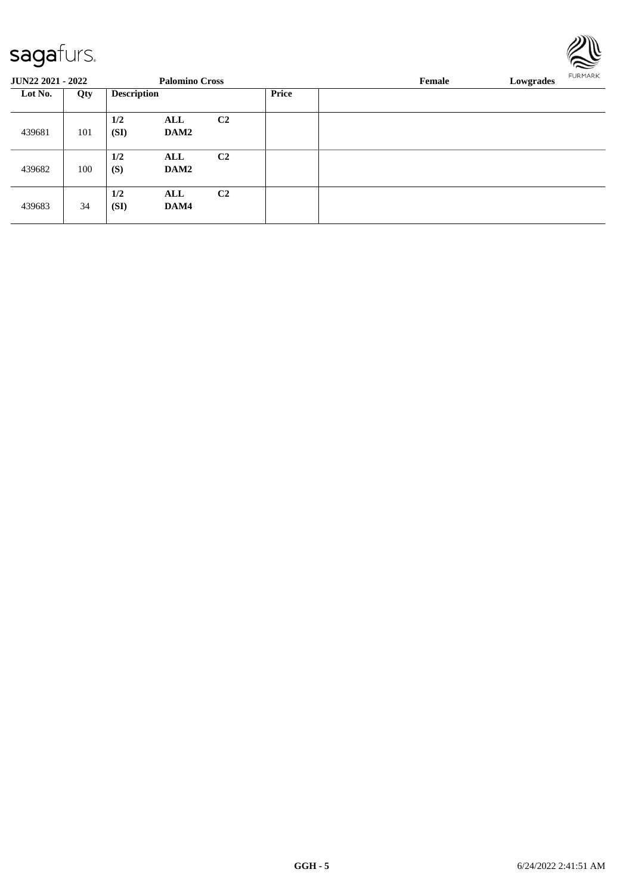| JUN22 2021 - 2022 | | Palomino Cross | | | | Female | Lowgrades |
|---|---|---|---|---|---|---|---|
| Lot No. | Qty | Description | | | Price | | |
| 439681 | 101 | 1/2 (SI) | ALL DAM2 | C2 | | | |
| 439682 | 100 | 1/2 (S) | ALL DAM2 | C2 | | | |
| 439683 | 34 | 1/2 (SI) | ALL DAM4 | C2 | | | |